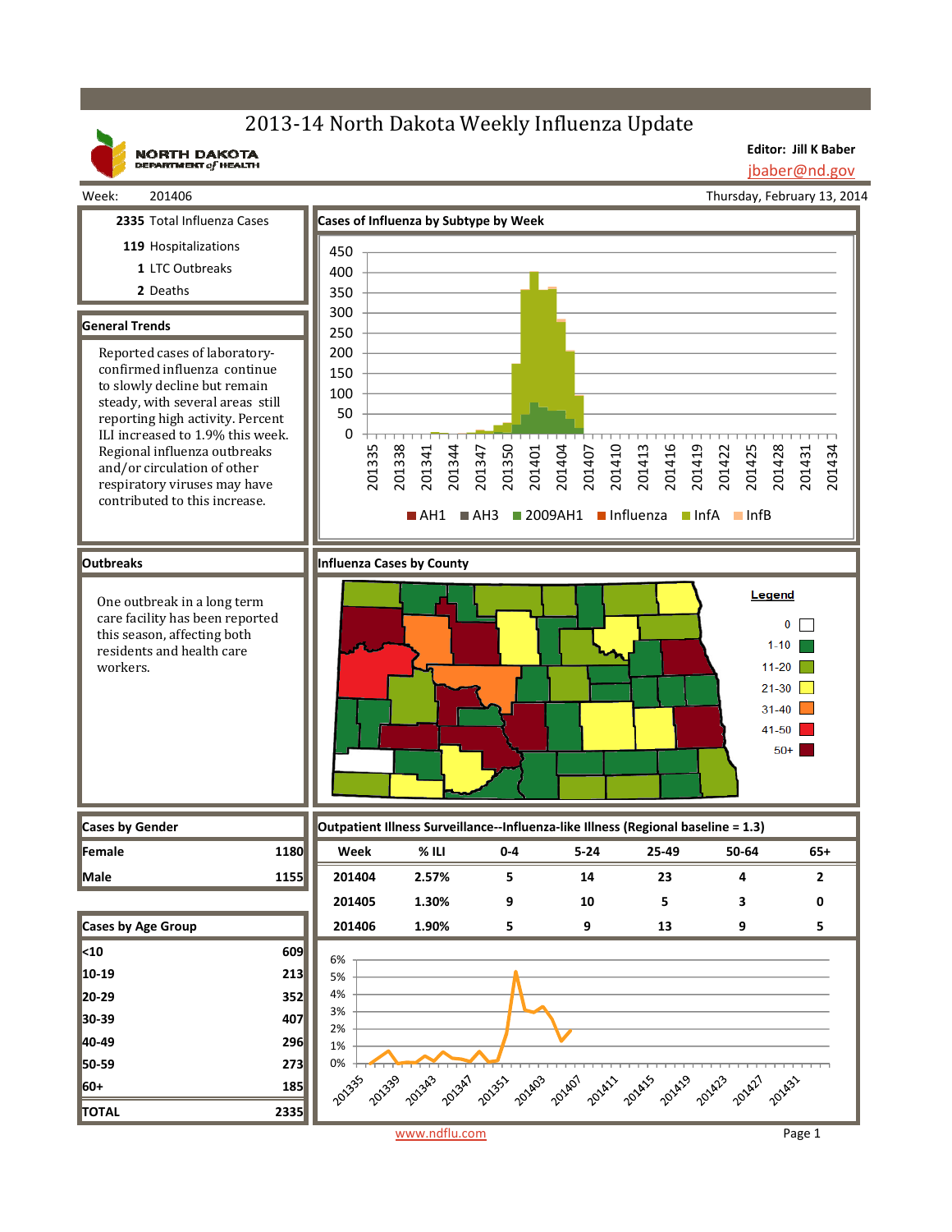# 2013-14 North Dakota Weekly Influenza Update

NORTH DAKOTA DEPARTMENT of HEALTH

**Editor: Jill K Baber**
jbaber@nd.gov

Week: 201406 — Thursday, February 13, 2014

**2335** Total Influenza Cases
**119** Hospitalizations
**1** LTC Outbreaks
**2** Deaths

## General Trends

Reported cases of laboratory-confirmed influenza continue to slowly decline but remain steady, with several areas still reporting high activity. Percent ILI increased to 1.9% this week. Regional influenza outbreaks and/or circulation of other respiratory viruses may have contributed to this increase.

## Cases of Influenza by Subtype by Week

Legend: AH1, AH3, 2009AH1, Influenza, InfA, InfB

## Outbreaks

One outbreak in a long term care facility has been reported this season, affecting both residents and health care workers.

## Influenza Cases by County

Legend: 0, 1-10, 11-20, 21-30, 31-40, 41-50, 50+

## Cases by Gender

| | |
|---|---|
| Female | 1180 |
| Male | 1155 |

## Cases by Age Group

| | |
|---|---|
| <10 | 609 |
| 10-19 | 213 |
| 20-29 | 352 |
| 30-39 | 407 |
| 40-49 | 296 |
| 50-59 | 273 |
| 60+ | 185 |
| **TOTAL** | **2335** |

## Outpatient Illness Surveillance--Influenza-like Illness (Regional baseline = 1.3)

| Week | % ILI | 0-4 | 5-24 | 25-49 | 50-64 | 65+ |
|---|---|---|---|---|---|---|
| 201404 | 2.57% | 5 | 14 | 23 | 4 | 2 |
| 201405 | 1.30% | 9 | 10 | 5 | 3 | 0 |
| 201406 | 1.90% | 5 | 9 | 13 | 9 | 5 |

www.ndflu.com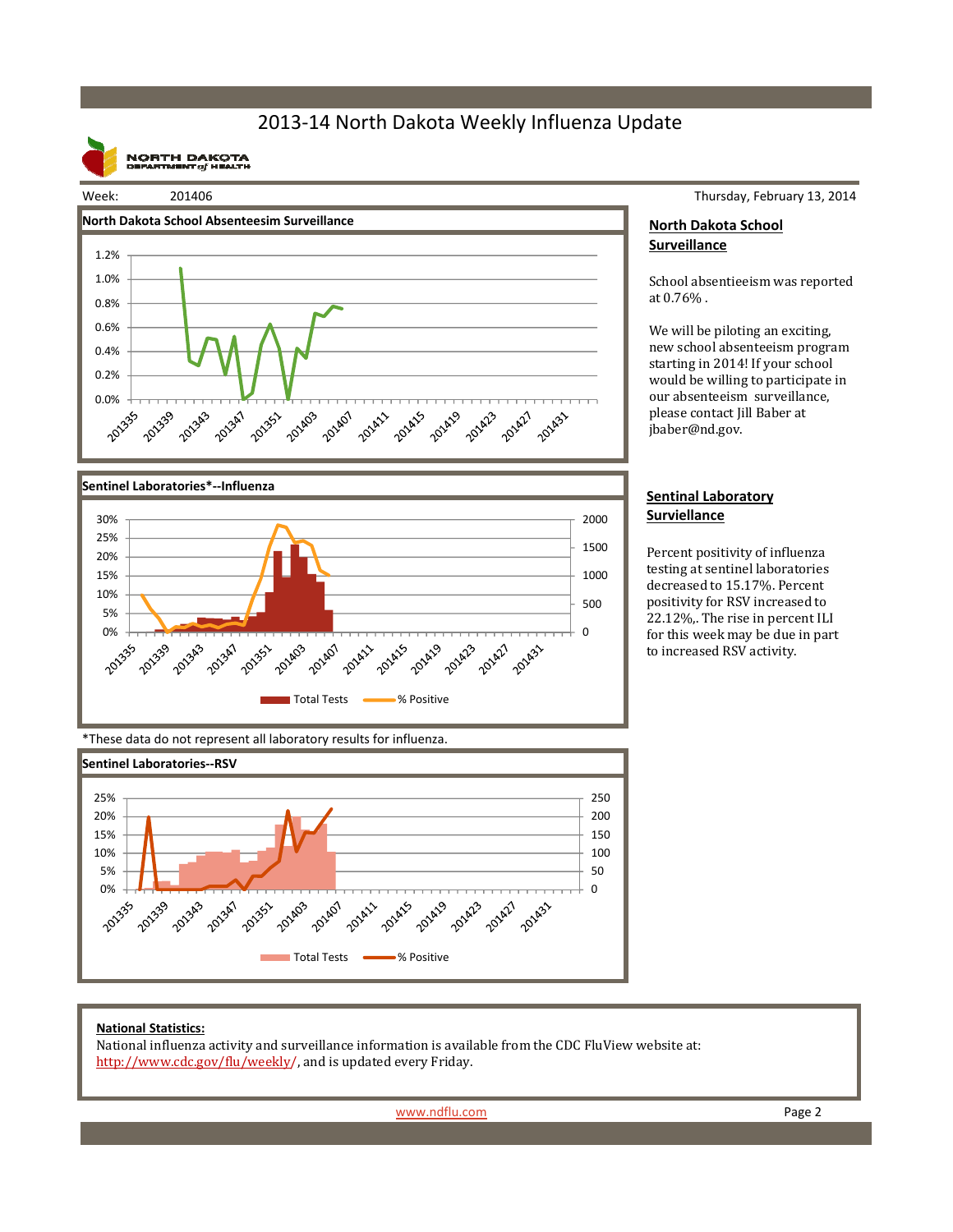# 2013-14 North Dakota Weekly Influenza Update

NORTH DAKOTA DEPARTMENT of HEALTH

Week: 201406

Thursday, February 13, 2014

## North Dakota School Absenteesim Surveillance

1.2%
1.0%
0.8%
0.6%
0.4%
0.2%
0.0%

201335 201339 201343 201347 201351 201403 201407 201411 201415 201419 201423 201427 201431

## Sentinel Laboratories*--Influenza

30% 25% 20% 15% 10% 5% 0%

2000 1500 1000 500 0

201335 201339 201343 201347 201351 201403 201407 201411 201415 201419 201423 201427 201431

Total Tests % Positive

*These data do not represent all laboratory results for influenza.

## Sentinel Laboratories--RSV

25% 20% 15% 10% 5% 0%

250 200 150 100 50 0

201335 201339 201343 201347 201351 201403 201407 201411 201415 201419 201423 201427 201431

Total Tests % Positive

## North Dakota School Surveillance

School absentieeism was reported at 0.76% .

We will be piloting an exciting, new school absenteeism program starting in 2014! If your school would be willing to participate in our absenteeism surveillance, please contact Jill Baber at jbaber@nd.gov.

## Sentinal Laboratory Surviellance

Percent positivity of influenza testing at sentinel laboratories decreased to 15.17%. Percent positivity for RSV increased to 22.12%,. The rise in percent ILI for this week may be due in part to increased RSV activity.

**National Statistics:**

National influenza activity and surveillance information is available from the CDC FluView website at: http://www.cdc.gov/flu/weekly/, and is updated every Friday.

www.ndflu.com